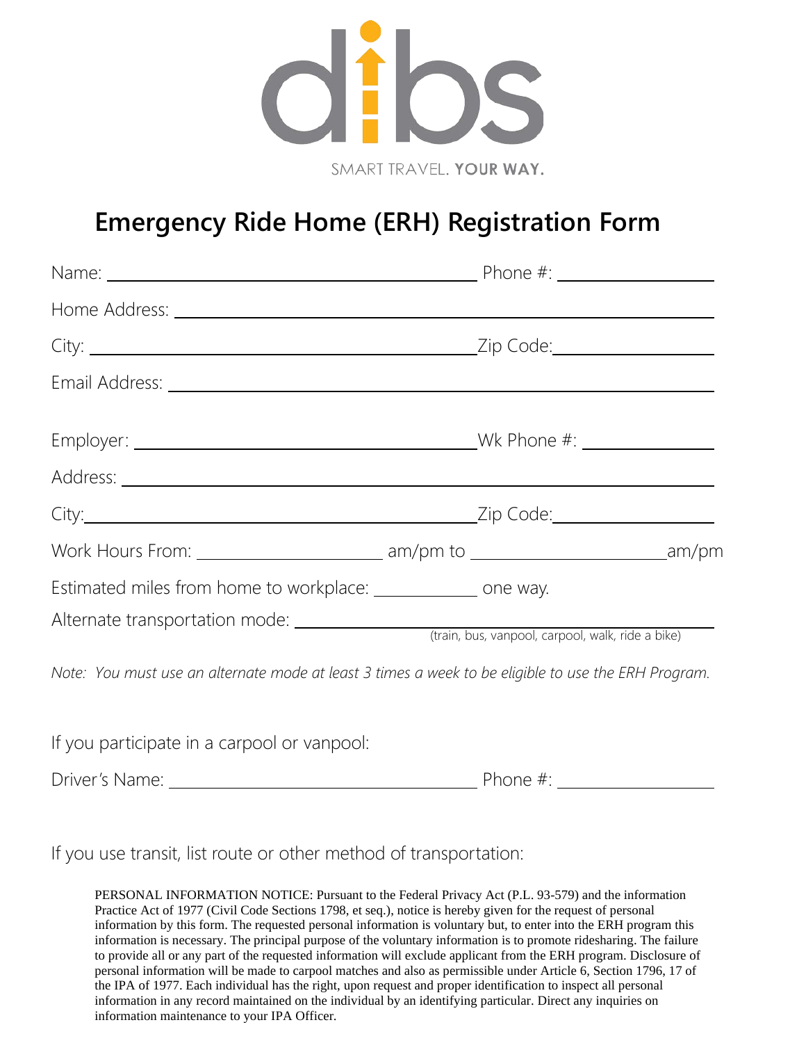dibs

SMART TRAVEL. **YOUR WAY.**

# Emergency Ride Home (ERH) Registration Form

Name: ______________________________ Phone #: ______________

Home Address: ____________________________________________

City: ______________________________ Zip Code: ______________

Email Address: ____________________________________________

Employer: ___________________________ Wk Phone #: ____________

Address: _________________________________________________

City: ______________________________ Zip Code: ______________

Work Hours From: ________________ am/pm to ________________ am/pm

Estimated miles from home to workplace: __________ one way.

Alternate transportation mode: ______________________________
(train, bus, vanpool, carpool, walk, ride a bike)

*Note: You must use an alternate mode at least 3 times a week to be eligible to use the ERH Program.*

If you participate in a carpool or vanpool:

Driver's Name: ___________________________ Phone #: ______________

If you use transit, list route or other method of transportation:

PERSONAL INFORMATION NOTICE: Pursuant to the Federal Privacy Act (P.L. 93-579) and the information Practice Act of 1977 (Civil Code Sections 1798, et seq.), notice is hereby given for the request of personal information by this form. The requested personal information is voluntary but, to enter into the ERH program this information is necessary. The principal purpose of the voluntary information is to promote ridesharing. The failure to provide all or any part of the requested information will exclude applicant from the ERH program. Disclosure of personal information will be made to carpool matches and also as permissible under Article 6, Section 1796, 17 of the IPA of 1977. Each individual has the right, upon request and proper identification to inspect all personal information in any record maintained on the individual by an identifying particular. Direct any inquiries on information maintenance to your IPA Officer.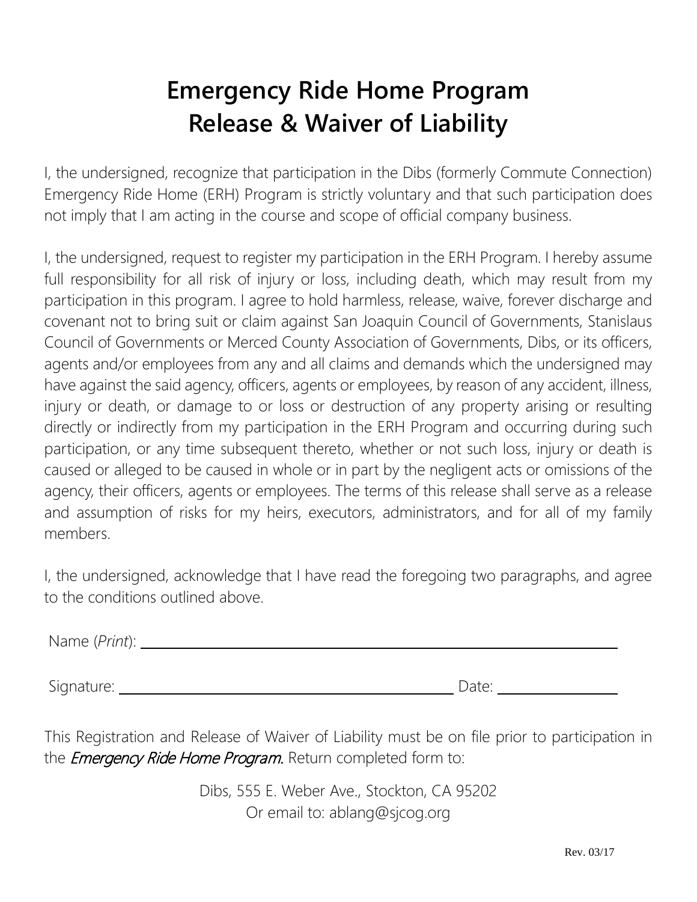# Emergency Ride Home Program
# Release & Waiver of Liability

I, the undersigned, recognize that participation in the Dibs (formerly Commute Connection) Emergency Ride Home (ERH) Program is strictly voluntary and that such participation does not imply that I am acting in the course and scope of official company business.

I, the undersigned, request to register my participation in the ERH Program. I hereby assume full responsibility for all risk of injury or loss, including death, which may result from my participation in this program. I agree to hold harmless, release, waive, forever discharge and covenant not to bring suit or claim against San Joaquin Council of Governments, Stanislaus Council of Governments or Merced County Association of Governments, Dibs, or its officers, agents and/or employees from any and all claims and demands which the undersigned may have against the said agency, officers, agents or employees, by reason of any accident, illness, injury or death, or damage to or loss or destruction of any property arising or resulting directly or indirectly from my participation in the ERH Program and occurring during such participation, or any time subsequent thereto, whether or not such loss, injury or death is caused or alleged to be caused in whole or in part by the negligent acts or omissions of the agency, their officers, agents or employees. The terms of this release shall serve as a release and assumption of risks for my heirs, executors, administrators, and for all of my family members.

I, the undersigned, acknowledge that I have read the foregoing two paragraphs, and agree to the conditions outlined above.

Name (*Print*): ______________________________________________

Signature: ______________________________ Date: ______________

This Registration and Release of Waiver of Liability must be on file prior to participation in the *Emergency Ride Home Program*. Return completed form to:

Dibs, 555 E. Weber Ave., Stockton, CA 95202
Or email to: ablang@sjcog.org

Rev. 03/17